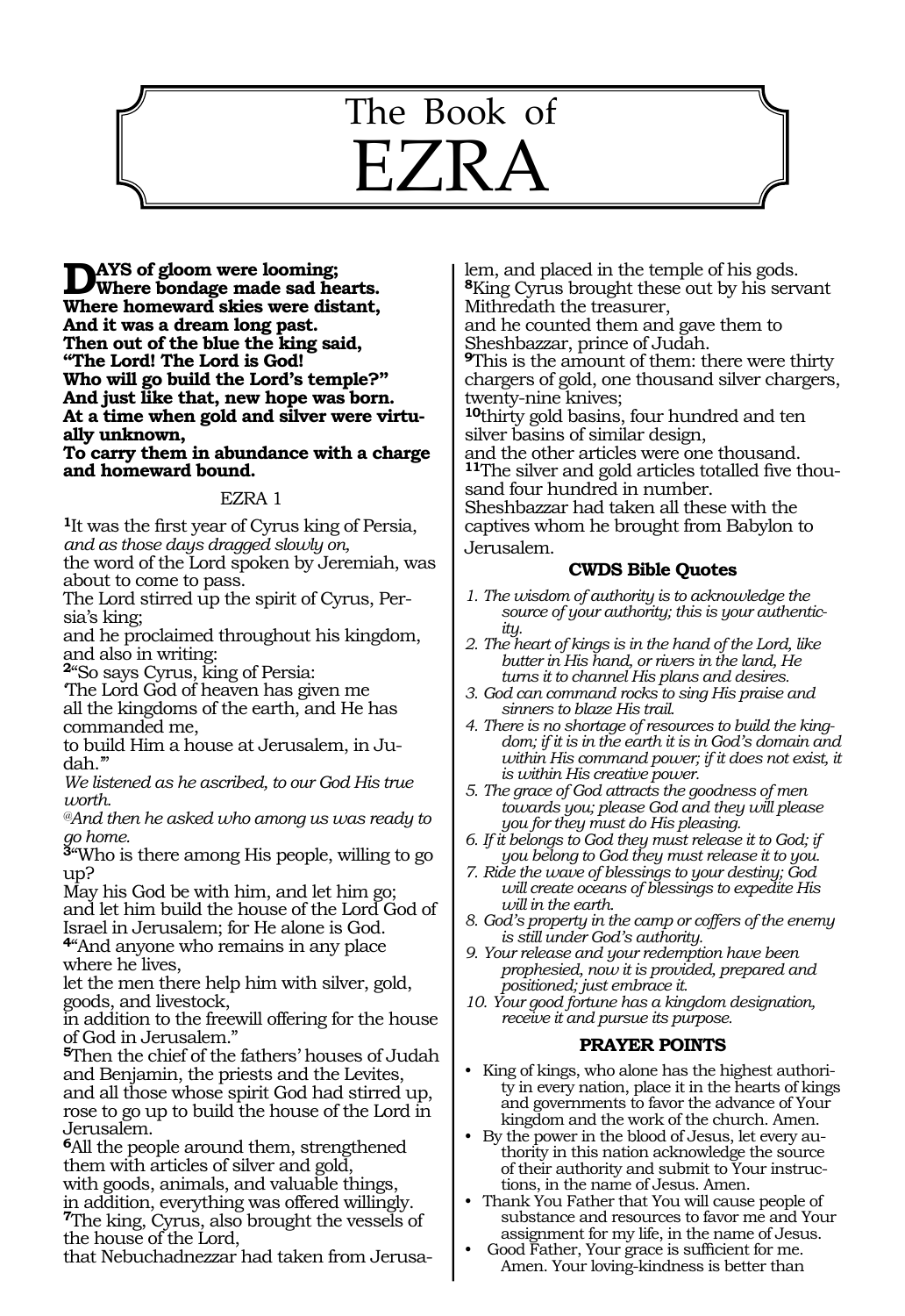# The Book of EZRA

**DAYS of gloom were looming;**
**Where bondage made sad hearts.**
**Where homeward skies were distant,**
**And it was a dream long past.**
**Then out of the blue the king said,**
**"The Lord! The Lord is God!**
**Who will go build the Lord's temple?"**
**And just like that, new hope was born.**
**At a time when gold and silver were virtually unknown,**
**To carry them in abundance with a charge and homeward bound.**

## EZRA 1

**1**It was the first year of Cyrus king of Persia,
*and as those days dragged slowly on,*
the word of the Lord spoken by Jeremiah, was about to come to pass.
The Lord stirred up the spirit of Cyrus, Persia's king;
and he proclaimed throughout his kingdom, and also in writing:
**2**"So says Cyrus, king of Persia:
'The Lord God of heaven has given me
all the kingdoms of the earth, and He has commanded me,
to build Him a house at Jerusalem, in Judah.'"
*We listened as he ascribed, to our God His true worth.*
*@And then he asked who among us was ready to go home.*
**3**"Who is there among His people, willing to go up?
May his God be with him, and let him go;
and let him build the house of the Lord God of Israel in Jerusalem; for He alone is God.
**4**"And anyone who remains in any place where he lives,
let the men there help him with silver, gold, goods, and livestock,
in addition to the freewill offering for the house of God in Jerusalem."
**5**Then the chief of the fathers' houses of Judah and Benjamin, the priests and the Levites,
and all those whose spirit God had stirred up,
rose to go up to build the house of the Lord in Jerusalem.
**6**All the people around them, strengthened them with articles of silver and gold,
with goods, animals, and valuable things,
in addition, everything was offered willingly.
**7**The king, Cyrus, also brought the vessels of the house of the Lord,
that Nebuchadnezzar had taken from Jerusalem, and placed in the temple of his gods.
**8**King Cyrus brought these out by his servant Mithredath the treasurer,
and he counted them and gave them to Sheshbazzar, prince of Judah.
**9**This is the amount of them: there were thirty chargers of gold, one thousand silver chargers, twenty-nine knives;
**10**thirty gold basins, four hundred and ten silver basins of similar design,
and the other articles were one thousand.
**11**The silver and gold articles totalled five thousand four hundred in number.
Sheshbazzar had taken all these with the captives whom he brought from Babylon to Jerusalem.

### CWDS Bible Quotes

1. *The wisdom of authority is to acknowledge the source of your authority; this is your authenticity.*
2. *The heart of kings is in the hand of the Lord, like butter in His hand, or rivers in the land, He turns it to channel His plans and desires.*
3. *God can command rocks to sing His praise and sinners to blaze His trail.*
4. *There is no shortage of resources to build the kingdom; if it is in the earth it is in God's domain and within His command power; if it does not exist, it is within His creative power.*
5. *The grace of God attracts the goodness of men towards you; please God and they will please you for they must do His pleasing.*
6. *If it belongs to God they must release it to God; if you belong to God they must release it to you.*
7. *Ride the wave of blessings to your destiny; God will create oceans of blessings to expedite His will in the earth.*
8. *God's property in the camp or coffers of the enemy is still under God's authority.*
9. *Your release and your redemption have been prophesied, now it is provided, prepared and positioned; just embrace it.*
10. *Your good fortune has a kingdom designation, receive it and pursue its purpose.*

### PRAYER POINTS

- King of kings, who alone has the highest authority in every nation, place it in the hearts of kings and governments to favor the advance of Your kingdom and the work of the church. Amen.
- By the power in the blood of Jesus, let every authority in this nation acknowledge the source of their authority and submit to Your instructions, in the name of Jesus. Amen.
- Thank You Father that You will cause people of substance and resources to favor me and Your assignment for my life, in the name of Jesus.
- Good Father, Your grace is sufficient for me. Amen. Your loving-kindness is better than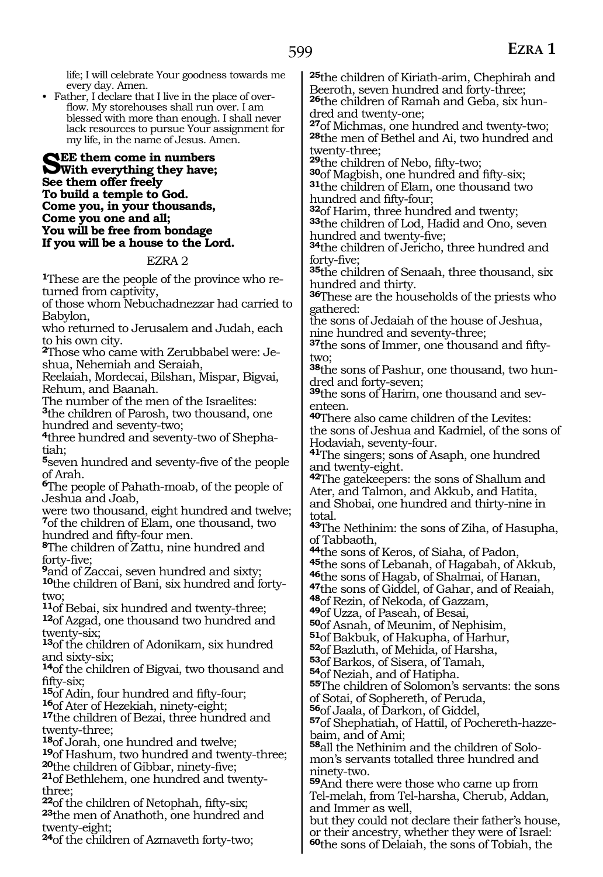life; I will celebrate Your goodness towards me every day. Amen.

- Father, I declare that I live in the place of overflow. My storehouses shall run over. I am blessed with more than enough. I shall never lack resources to pursue Your assignment for my life, in the name of Jesus. Amen.

**SEE them come in numbers**
**With everything they have;**
**See them offer freely**
**To build a temple to God.**
**Come you, in your thousands,**
**Come you one and all;**
**You will be free from bondage**
**If you will be a house to the Lord.**

## EZRA 2

[1]These are the people of the province who returned from captivity,
of those whom Nebuchadnezzar had carried to Babylon,
who returned to Jerusalem and Judah, each to his own city.
[2]Those who came with Zerubbabel were: Jeshua, Nehemiah and Seraiah,
Reelaiah, Mordecai, Bilshan, Mispar, Bigvai, Rehum, and Baanah.
The number of the men of the Israelites:
[3]the children of Parosh, two thousand, one hundred and seventy-two;
[4]three hundred and seventy-two of Shephatiah;
[5]seven hundred and seventy-five of the people of Arah.
[6]The people of Pahath-moab, of the people of Jeshua and Joab,
were two thousand, eight hundred and twelve;
[7]of the children of Elam, one thousand, two hundred and fifty-four men.
[8]The children of Zattu, nine hundred and forty-five;
[9]and of Zaccai, seven hundred and sixty;
[10]the children of Bani, six hundred and forty-two;
[11]of Bebai, six hundred and twenty-three;
[12]of Azgad, one thousand two hundred and twenty-six;
[13]of the children of Adonikam, six hundred and sixty-six;
[14]of the children of Bigvai, two thousand and fifty-six;
[15]of Adin, four hundred and fifty-four;
[16]of Ater of Hezekiah, ninety-eight;
[17]the children of Bezai, three hundred and twenty-three;
[18]of Jorah, one hundred and twelve;
[19]of Hashum, two hundred and twenty-three;
[20]the children of Gibbar, ninety-five;
[21]of Bethlehem, one hundred and twenty-three;
[22]of the children of Netophah, fifty-six;
[23]the men of Anathoth, one hundred and twenty-eight;
[24]of the children of Azmaveth forty-two;
[25]the children of Kiriath-arim, Chephirah and Beeroth, seven hundred and forty-three;
[26]the children of Ramah and Geba, six hundred and twenty-one;
[27]of Michmas, one hundred and twenty-two;
[28]the men of Bethel and Ai, two hundred and twenty-three;
[29]the children of Nebo, fifty-two;
[30]of Magbish, one hundred and fifty-six;
[31]the children of Elam, one thousand two hundred and fifty-four;
[32]of Harim, three hundred and twenty;
[33]the children of Lod, Hadid and Ono, seven hundred and twenty-five;
[34]the children of Jericho, three hundred and forty-five;
[35]the children of Senaah, three thousand, six hundred and thirty.
[36]These are the households of the priests who gathered:
the sons of Jedaiah of the house of Jeshua, nine hundred and seventy-three;
[37]the sons of Immer, one thousand and fifty-two;
[38]the sons of Pashur, one thousand, two hundred and forty-seven;
[39]the sons of Harim, one thousand and seventeen.
[40]There also came children of the Levites:
the sons of Jeshua and Kadmiel, of the sons of Hodaviah, seventy-four.
[41]The singers; sons of Asaph, one hundred and twenty-eight.
[42]The gatekeepers: the sons of Shallum and Ater, and Talmon, and Akkub, and Hatita, and Shobai, one hundred and thirty-nine in total.
[43]The Nethinim: the sons of Ziha, of Hasupha, of Tabbaoth,
[44]the sons of Keros, of Siaha, of Padon,
[45]the sons of Lebanah, of Hagabah, of Akkub,
[46]the sons of Hagab, of Shalmai, of Hanan,
[47]the sons of Giddel, of Gahar, and of Reaiah,
[48]of Rezin, of Nekoda, of Gazzam,
[49]of Uzza, of Paseah, of Besai,
[50]of Asnah, of Meunim, of Nephisim,
[51]of Bakbuk, of Hakupha, of Harhur,
[52]of Bazluth, of Mehida, of Harsha,
[53]of Barkos, of Sisera, of Tamah,
[54]of Neziah, and of Hatipha.
[55]The children of Solomon's servants: the sons of Sotai, of Sophereth, of Peruda,
[56]of Jaala, of Darkon, of Giddel,
[57]of Shephatiah, of Hattil, of Pochereth-hazzebaim, and of Ami;
[58]all the Nethinim and the children of Solomon's servants totalled three hundred and ninety-two.
[59]And there were those who came up from Tel-melah, from Tel-harsha, Cherub, Addan, and Immer as well,
but they could not declare their father's house, or their ancestry, whether they were of Israel:
[60]the sons of Delaiah, the sons of Tobiah, the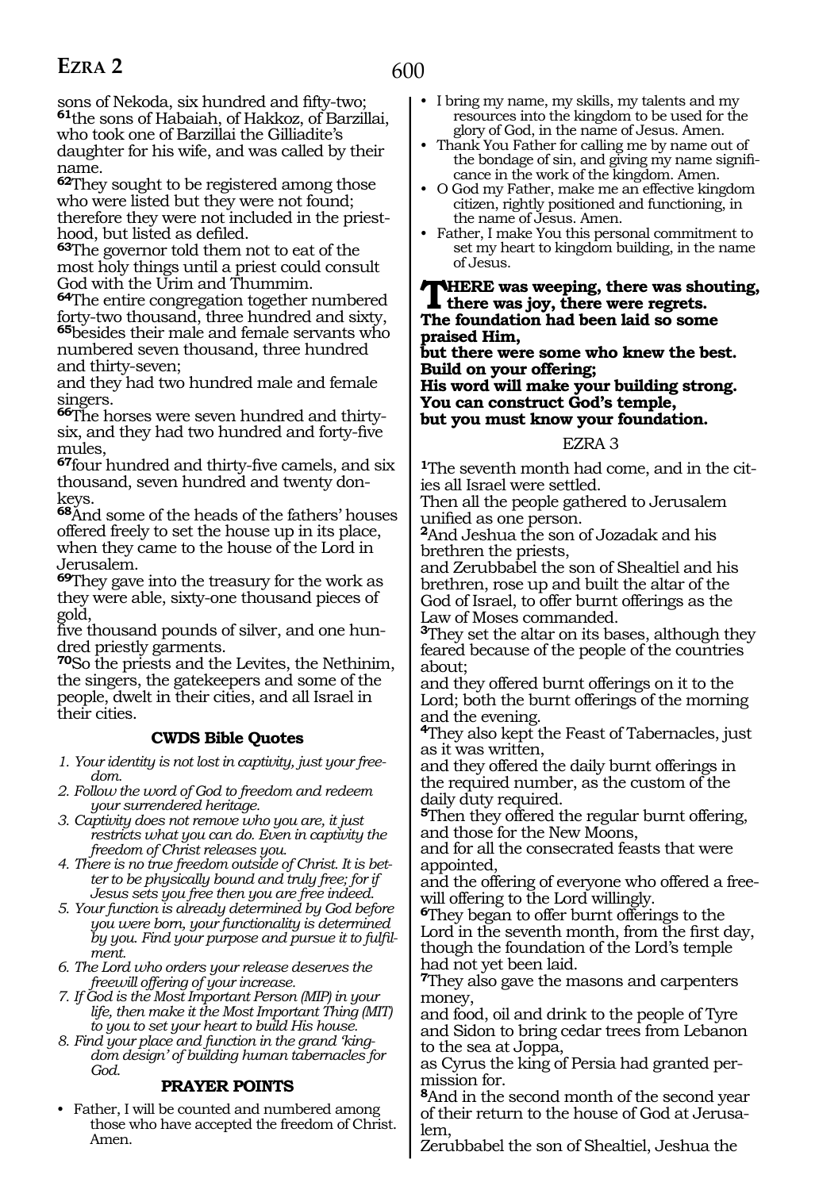sons of Nekoda, six hundred and fifty-two;
**61**the sons of Habaiah, of Hakkoz, of Barzillai, who took one of Barzillai the Gilliadite's daughter for his wife, and was called by their name.
**62**They sought to be registered among those who were listed but they were not found; therefore they were not included in the priesthood, but listed as defiled.
**63**The governor told them not to eat of the most holy things until a priest could consult God with the Urim and Thummim.
**64**The entire congregation together numbered forty-two thousand, three hundred and sixty, **65**besides their male and female servants who numbered seven thousand, three hundred and thirty-seven;
and they had two hundred male and female singers.
**66**The horses were seven hundred and thirty-six, and they had two hundred and forty-five mules,
**67**four hundred and thirty-five camels, and six thousand, seven hundred and twenty donkeys.
**68**And some of the heads of the fathers' houses offered freely to set the house up in its place, when they came to the house of the Lord in Jerusalem.
**69**They gave into the treasury for the work as they were able, sixty-one thousand pieces of gold,
five thousand pounds of silver, and one hundred priestly garments.
**70**So the priests and the Levites, the Nethinim, the singers, the gatekeepers and some of the people, dwelt in their cities, and all Israel in their cities.

### CWDS Bible Quotes

1. *Your identity is not lost in captivity, just your freedom.*
2. *Follow the word of God to freedom and redeem your surrendered heritage.*
3. *Captivity does not remove who you are, it just restricts what you can do. Even in captivity the freedom of Christ releases you.*
4. *There is no true freedom outside of Christ. It is better to be physically bound and truly free; for if Jesus sets you free then you are free indeed.*
5. *Your function is already determined by God before you were born, your functionality is determined by you. Find your purpose and pursue it to fulfilment.*
6. *The Lord who orders your release deserves the freewill offering of your increase.*
7. *If God is the Most Important Person (MIP) in your life, then make it the Most Important Thing (MIT) to you to set your heart to build His house.*
8. *Find your place and function in the grand 'kingdom design' of building human tabernacles for God.*

### PRAYER POINTS

- Father, I will be counted and numbered among those who have accepted the freedom of Christ. Amen.
- I bring my name, my skills, my talents and my resources into the kingdom to be used for the glory of God, in the name of Jesus. Amen.
- Thank You Father for calling me by name out of the bondage of sin, and giving my name significance in the work of the kingdom. Amen.
- O God my Father, make me an effective kingdom citizen, rightly positioned and functioning, in the name of Jesus. Amen.
- Father, I make You this personal commitment to set my heart to kingdom building, in the name of Jesus.

**THERE was weeping, there was shouting, there was joy, there were regrets.**
**The foundation had been laid so some praised Him,**
**but there were some who knew the best.**
**Build on your offering;**
**His word will make your building strong.**
**You can construct God's temple,**
**but you must know your foundation.**

## EZRA 3

**1**The seventh month had come, and in the cities all Israel were settled.
Then all the people gathered to Jerusalem unified as one person.
**2**And Jeshua the son of Jozadak and his brethren the priests,
and Zerubbabel the son of Shealtiel and his brethren, rose up and built the altar of the God of Israel, to offer burnt offerings as the Law of Moses commanded.
**3**They set the altar on its bases, although they feared because of the people of the countries about;
and they offered burnt offerings on it to the Lord; both the burnt offerings of the morning and the evening.
**4**They also kept the Feast of Tabernacles, just as it was written,
and they offered the daily burnt offerings in the required number, as the custom of the daily duty required.
**5**Then they offered the regular burnt offering, and those for the New Moons,
and for all the consecrated feasts that were appointed,
and the offering of everyone who offered a freewill offering to the Lord willingly.
**6**They began to offer burnt offerings to the Lord in the seventh month, from the first day, though the foundation of the Lord's temple had not yet been laid.
**7**They also gave the masons and carpenters money,
and food, oil and drink to the people of Tyre and Sidon to bring cedar trees from Lebanon to the sea at Joppa,
as Cyrus the king of Persia had granted permission for.
**8**And in the second month of the second year of their return to the house of God at Jerusalem,
Zerubbabel the son of Shealtiel, Jeshua the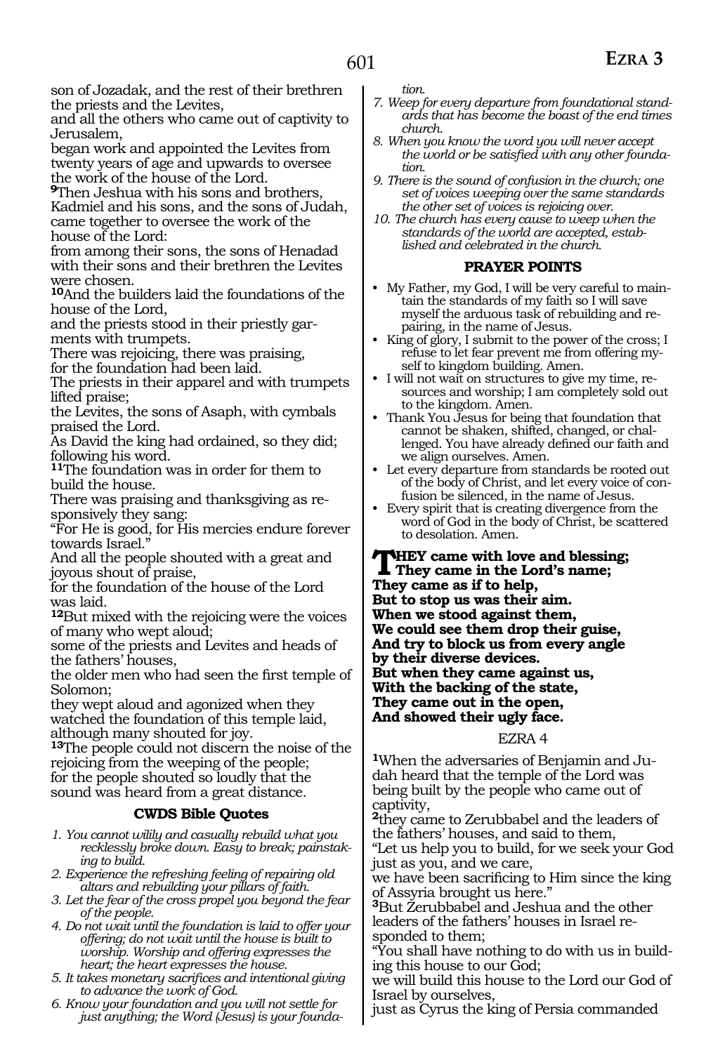son of Jozadak, and the rest of their brethren the priests and the Levites,
and all the others who came out of captivity to Jerusalem,
began work and appointed the Levites from twenty years of age and upwards to oversee the work of the house of the Lord.
**9**Then Jeshua with his sons and brothers, Kadmiel and his sons, and the sons of Judah, came together to oversee the work of the house of the Lord:
from among their sons, the sons of Henadad with their sons and their brethren the Levites were chosen.
**10**And the builders laid the foundations of the house of the Lord,
and the priests stood in their priestly garments with trumpets.
There was rejoicing, there was praising,
for the foundation had been laid.
The priests in their apparel and with trumpets lifted praise;
the Levites, the sons of Asaph, with cymbals praised the Lord.
As David the king had ordained, so they did; following his word.
**11**The foundation was in order for them to build the house.
There was praising and thanksgiving as responsively they sang:
"For He is good, for His mercies endure forever towards Israel."
And all the people shouted with a great and joyous shout of praise,
for the foundation of the house of the Lord was laid.
**12**But mixed with the rejoicing were the voices of many who wept aloud;
some of the priests and Levites and heads of the fathers' houses,
the older men who had seen the first temple of Solomon;
they wept aloud and agonized when they watched the foundation of this temple laid, although many shouted for joy.
**13**The people could not discern the noise of the rejoicing from the weeping of the people;
for the people shouted so loudly that the sound was heard from a great distance.

### CWDS Bible Quotes

1. *You cannot wilily and casually rebuild what you recklessly broke down. Easy to break; painstaking to build.*
2. *Experience the refreshing feeling of repairing old altars and rebuilding your pillars of faith.*
3. *Let the fear of the cross propel you beyond the fear of the people.*
4. *Do not wait until the foundation is laid to offer your offering; do not wait until the house is built to worship. Worship and offering expresses the heart; the heart expresses the house.*
5. *It takes monetary sacrifices and intentional giving to advance the work of God.*
6. *Know your foundation and you will not settle for just anything; the Word (Jesus) is your foundation.*
7. *Weep for every departure from foundational standards that has become the boast of the end times church.*
8. *When you know the word you will never accept the world or be satisfied with any other foundation.*
9. *There is the sound of confusion in the church; one set of voices weeping over the same standards the other set of voices is rejoicing over.*
10. *The church has every cause to weep when the standards of the world are accepted, established and celebrated in the church.*

### PRAYER POINTS

- My Father, my God, I will be very careful to maintain the standards of my faith so I will save myself the arduous task of rebuilding and repairing, in the name of Jesus.
- King of glory, I submit to the power of the cross; I refuse to let fear prevent me from offering myself to kingdom building. Amen.
- I will not wait on structures to give my time, resources and worship; I am completely sold out to the kingdom. Amen.
- Thank You Jesus for being that foundation that cannot be shaken, shifted, changed, or challenged. You have already defined our faith and we align ourselves. Amen.
- Let every departure from standards be rooted out of the body of Christ, and let every voice of confusion be silenced, in the name of Jesus.
- Every spirit that is creating divergence from the word of God in the body of Christ, be scattered to desolation. Amen.

**THEY came with love and blessing;**
**They came in the Lord's name;**
**They came as if to help,**
**But to stop us was their aim.**
**When we stood against them,**
**We could see them drop their guise,**
**And try to block us from every angle**
**by their diverse devices.**
**But when they came against us,**
**With the backing of the state,**
**They came out in the open,**
**And showed their ugly face.**

## EZRA 4

**1**When the adversaries of Benjamin and Judah heard that the temple of the Lord was being built by the people who came out of captivity,
**2**they came to Zerubbabel and the leaders of the fathers' houses, and said to them,
"Let us help you to build, for we seek your God just as you, and we care,
we have been sacrificing to Him since the king of Assyria brought us here."
**3**But Zerubbabel and Jeshua and the other leaders of the fathers' houses in Israel responded to them;
"You shall have nothing to do with us in building this house to our God;
we will build this house to the Lord our God of Israel by ourselves,
just as Cyrus the king of Persia commanded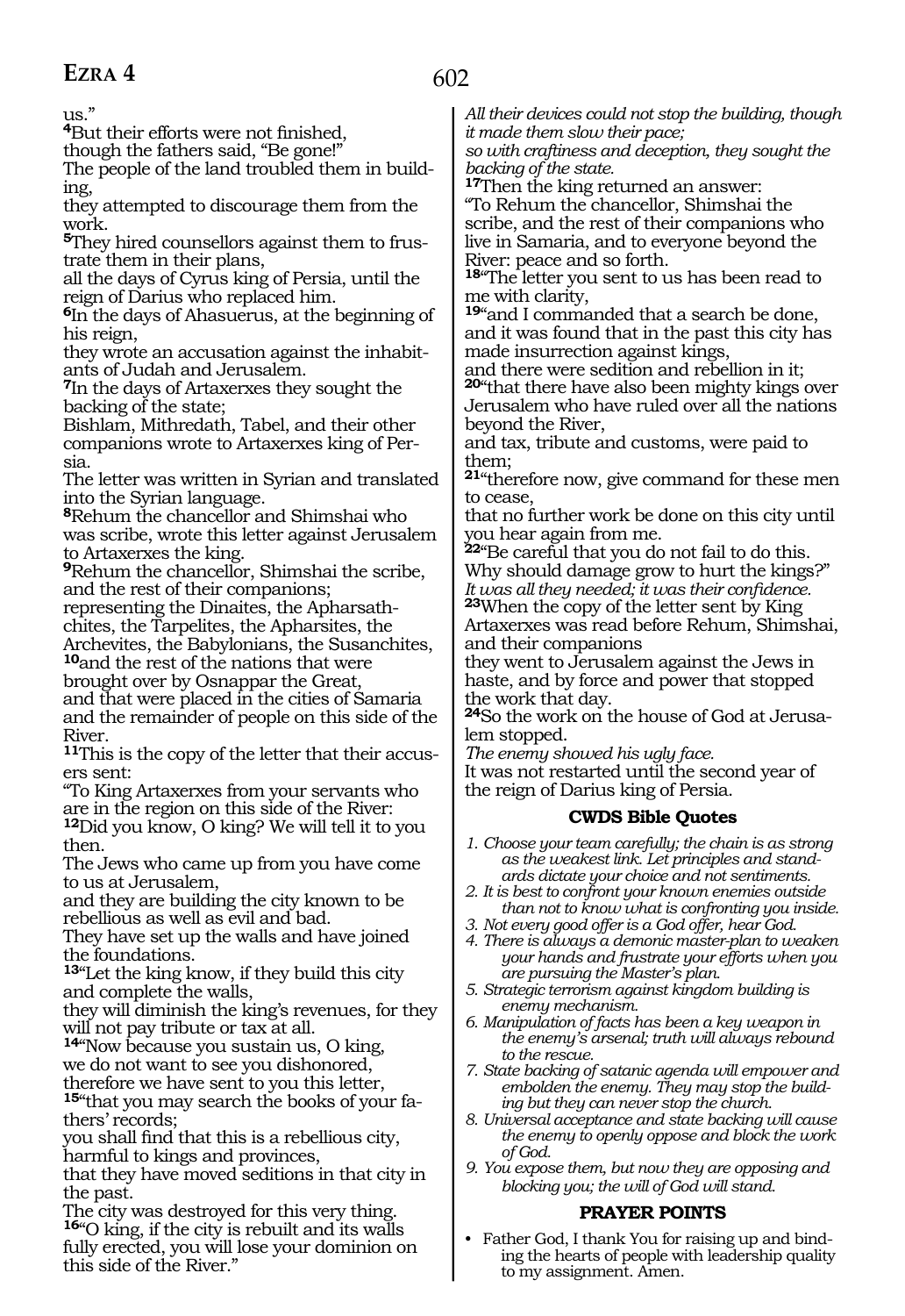us."

**4**But their efforts were not finished,
though the fathers said, "Be gone!"
The people of the land troubled them in building,
they attempted to discourage them from the work.
**5**They hired counsellors against them to frustrate them in their plans,
all the days of Cyrus king of Persia, until the reign of Darius who replaced him.
**6**In the days of Ahasuerus, at the beginning of his reign,
they wrote an accusation against the inhabitants of Judah and Jerusalem.
**7**In the days of Artaxerxes they sought the backing of the state;
Bishlam, Mithredath, Tabel, and their other companions wrote to Artaxerxes king of Persia.
The letter was written in Syrian and translated into the Syrian language.
**8**Rehum the chancellor and Shimshai who was scribe, wrote this letter against Jerusalem to Artaxerxes the king.
**9**Rehum the chancellor, Shimshai the scribe, and the rest of their companions;
representing the Dinaites, the Apharsathchites, the Tarpelites, the Apharsites, the Archevites, the Babylonians, the Susanchites,
**10**and the rest of the nations that were brought over by Osnappar the Great,
and that were placed in the cities of Samaria and the remainder of people on this side of the River.
**11**This is the copy of the letter that their accusers sent:
"To King Artaxerxes from your servants who are in the region on this side of the River:
**12**Did you know, O king? We will tell it to you then.
The Jews who came up from you have come to us at Jerusalem,
and they are building the city known to be rebellious as well as evil and bad.
They have set up the walls and have joined the foundations.
**13**"Let the king know, if they build this city and complete the walls,
they will diminish the king's revenues, for they will not pay tribute or tax at all.
**14**"Now because you sustain us, O king,
we do not want to see you dishonored,
therefore we have sent to you this letter,
**15**"that you may search the books of your fathers' records;
you shall find that this is a rebellious city, harmful to kings and provinces,
that they have moved seditions in that city in the past.
The city was destroyed for this very thing.
**16**"O king, if the city is rebuilt and its walls fully erected, you will lose your dominion on this side of the River."
*All their devices could not stop the building, though it made them slow their pace;*
*so with craftiness and deception, they sought the backing of the state.*
**17**Then the king returned an answer:
"To Rehum the chancellor, Shimshai the scribe, and the rest of their companions who live in Samaria, and to everyone beyond the River: peace and so forth.
**18**"The letter you sent to us has been read to me with clarity,
**19**"and I commanded that a search be done, and it was found that in the past this city has made insurrection against kings,
and there were sedition and rebellion in it;
**20**"that there have also been mighty kings over Jerusalem who have ruled over all the nations beyond the River,
and tax, tribute and customs, were paid to them;
**21**"therefore now, give command for these men to cease,
that no further work be done on this city until you hear again from me.
**22**"Be careful that you do not fail to do this.
Why should damage grow to hurt the kings?"
*It was all they needed; it was their confidence.*
**23**When the copy of the letter sent by King Artaxerxes was read before Rehum, Shimshai, and their companions
they went to Jerusalem against the Jews in haste, and by force and power that stopped the work that day.
**24**So the work on the house of God at Jerusalem stopped.
*The enemy showed his ugly face.*
It was not restarted until the second year of the reign of Darius king of Persia.

## CWDS Bible Quotes

1. *Choose your team carefully; the chain is as strong as the weakest link. Let principles and standards dictate your choice and not sentiments.*
2. *It is best to confront your known enemies outside than not to know what is confronting you inside.*
3. *Not every good offer is a God offer, hear God.*
4. *There is always a demonic master-plan to weaken your hands and frustrate your efforts when you are pursuing the Master's plan.*
5. *Strategic terrorism against kingdom building is enemy mechanism.*
6. *Manipulation of facts has been a key weapon in the enemy's arsenal; truth will always rebound to the rescue.*
7. *State backing of satanic agenda will empower and embolden the enemy. They may stop the building but they can never stop the church.*
8. *Universal acceptance and state backing will cause the enemy to openly oppose and block the work of God.*
9. *You expose them, but now they are opposing and blocking you; the will of God will stand.*

## PRAYER POINTS

- Father God, I thank You for raising up and binding the hearts of people with leadership quality to my assignment. Amen.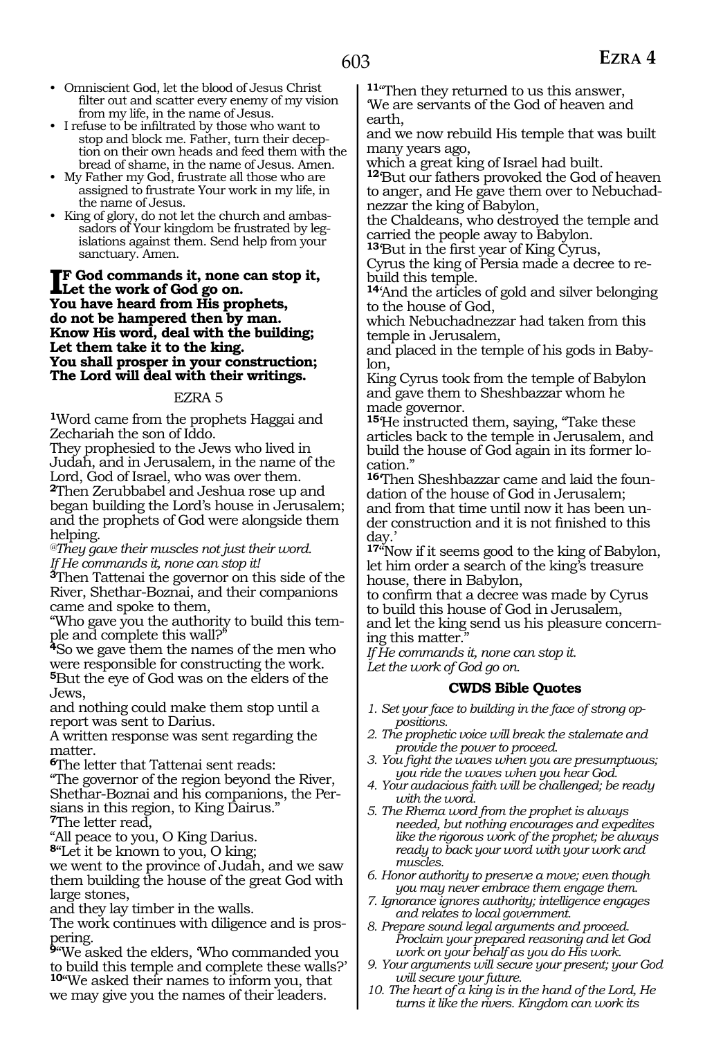- Omniscient God, let the blood of Jesus Christ filter out and scatter every enemy of my vision from my life, in the name of Jesus.
- I refuse to be infiltrated by those who want to stop and block me. Father, turn their deception on their own heads and feed them with the bread of shame, in the name of Jesus. Amen.
- My Father my God, frustrate all those who are assigned to frustrate Your work in my life, in the name of Jesus.
- King of glory, do not let the church and ambassadors of Your kingdom be frustrated by legislations against them. Send help from your sanctuary. Amen.

**IF God commands it, none can stop it,**
**Let the work of God go on.**
**You have heard from His prophets,**
**do not be hampered then by man.**
**Know His word, deal with the building;**
**Let them take it to the king.**
**You shall prosper in your construction;**
**The Lord will deal with their writings.**

## EZRA 5

**1**Word came from the prophets Haggai and Zechariah the son of Iddo.
They prophesied to the Jews who lived in Judah, and in Jerusalem, in the name of the Lord, God of Israel, who was over them.
**2**Then Zerubbabel and Jeshua rose up and began building the Lord's house in Jerusalem; and the prophets of God were alongside them helping.
*@They gave their muscles not just their word.*
*If He commands it, none can stop it!*
**3**Then Tattenai the governor on this side of the River, Shethar-Boznai, and their companions came and spoke to them,
"Who gave you the authority to build this temple and complete this wall?"
**4**So we gave them the names of the men who were responsible for constructing the work.
**5**But the eye of God was on the elders of the Jews,
and nothing could make them stop until a report was sent to Darius.
A written response was sent regarding the matter.
**6**The letter that Tattenai sent reads:
"The governor of the region beyond the River, Shethar-Boznai and his companions, the Persians in this region, to King Dairus."
**7**The letter read,
"All peace to you, O King Darius.
**8**"Let it be known to you, O king;
we went to the province of Judah, and we saw them building the house of the great God with large stones,
and they lay timber in the walls.
The work continues with diligence and is prospering.
**9**"We asked the elders, 'Who commanded you to build this temple and complete these walls?'
**10**"We asked their names to inform you, that we may give you the names of their leaders.
**11**"Then they returned to us this answer,
'We are servants of the God of heaven and earth,
and we now rebuild His temple that was built many years ago,
which a great king of Israel had built.
**12**'But our fathers provoked the God of heaven to anger, and He gave them over to Nebuchadnezzar the king of Babylon,
the Chaldeans, who destroyed the temple and carried the people away to Babylon.
**13**'But in the first year of King Cyrus,
Cyrus the king of Persia made a decree to rebuild this temple.
**14**'And the articles of gold and silver belonging to the house of God,
which Nebuchadnezzar had taken from this temple in Jerusalem,
and placed in the temple of his gods in Babylon,
King Cyrus took from the temple of Babylon and gave them to Sheshbazzar whom he made governor.
**15**'He instructed them, saying, "Take these articles back to the temple in Jerusalem, and build the house of God again in its former location."
**16**'Then Sheshbazzar came and laid the foundation of the house of God in Jerusalem;
and from that time until now it has been under construction and it is not finished to this day.'
**17**"Now if it seems good to the king of Babylon, let him order a search of the king's treasure house, there in Babylon,
to confirm that a decree was made by Cyrus to build this house of God in Jerusalem,
and let the king send us his pleasure concerning this matter."
*If He commands it, none can stop it.*
*Let the work of God go on.*

### CWDS Bible Quotes

1. *Set your face to building in the face of strong oppositions.*
2. *The prophetic voice will break the stalemate and provide the power to proceed.*
3. *You fight the waves when you are presumptuous; you ride the waves when you hear God.*
4. *Your audacious faith will be challenged; be ready with the word.*
5. *The Rhema word from the prophet is always needed, but nothing encourages and expedites like the rigorous work of the prophet; be always ready to back your word with your work and muscles.*
6. *Honor authority to preserve a move; even though you may never embrace them engage them.*
7. *Ignorance ignores authority; intelligence engages and relates to local government.*
8. *Prepare sound legal arguments and proceed. Proclaim your prepared reasoning and let God work on your behalf as you do His work.*
9. *Your arguments will secure your present; your God will secure your future.*
10. *The heart of a king is in the hand of the Lord, He turns it like the rivers. Kingdom can work its*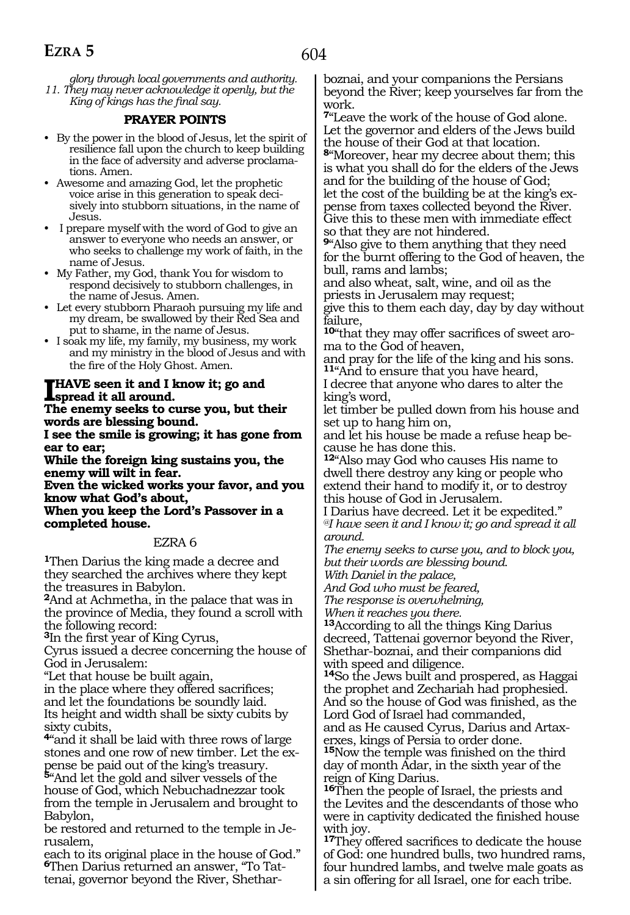*glory through local governments and authority.*
*11. They may never acknowledge it openly, but the King of kings has the final say.*

**PRAYER POINTS**

- By the power in the blood of Jesus, let the spirit of resilience fall upon the church to keep building in the face of adversity and adverse proclamations. Amen.
- Awesome and amazing God, let the prophetic voice arise in this generation to speak decisively into stubborn situations, in the name of Jesus.
- I prepare myself with the word of God to give an answer to everyone who needs an answer, or who seeks to challenge my work of faith, in the name of Jesus.
- My Father, my God, thank You for wisdom to respond decisively to stubborn challenges, in the name of Jesus. Amen.
- Let every stubborn Pharaoh pursuing my life and my dream, be swallowed by their Red Sea and put to shame, in the name of Jesus.
- I soak my life, my family, my business, my work and my ministry in the blood of Jesus and with the fire of the Holy Ghost. Amen.

**I HAVE seen it and I know it; go and spread it all around.**
**The enemy seeks to curse you, but their words are blessing bound.**
**I see the smile is growing; it has gone from ear to ear;**
**While the foreign king sustains you, the enemy will wilt in fear.**
**Even the wicked works your favor, and you know what God's about,**
**When you keep the Lord's Passover in a completed house.**

EZRA 6

**1**Then Darius the king made a decree and they searched the archives where they kept the treasures in Babylon.
**2**And at Achmetha, in the palace that was in the province of Media, they found a scroll with the following record:
**3**In the first year of King Cyrus,
Cyrus issued a decree concerning the house of God in Jerusalem:
"Let that house be built again,
in the place where they offered sacrifices;
and let the foundations be soundly laid.
Its height and width shall be sixty cubits by sixty cubits,
**4**"and it shall be laid with three rows of large stones and one row of new timber. Let the expense be paid out of the king's treasury.
**5**"And let the gold and silver vessels of the house of God, which Nebuchadnezzar took from the temple in Jerusalem and brought to Babylon,
be restored and returned to the temple in Jerusalem,
each to its original place in the house of God."
**6**Then Darius returned an answer, "To Tattenai, governor beyond the River, Shethar-boznai, and your companions the Persians beyond the River; keep yourselves far from the work.
**7**"Leave the work of the house of God alone. Let the governor and elders of the Jews build the house of their God at that location.
**8**"Moreover, hear my decree about them; this is what you shall do for the elders of the Jews and for the building of the house of God;
let the cost of the building be at the king's expense from taxes collected beyond the River.
Give this to these men with immediate effect so that they are not hindered.
**9**"Also give to them anything that they need for the burnt offering to the God of heaven, the bull, rams and lambs;
and also wheat, salt, wine, and oil as the priests in Jerusalem may request;
give this to them each day, day by day without failure,
**10**"that they may offer sacrifices of sweet aroma to the God of heaven,
and pray for the life of the king and his sons.
**11**"And to ensure that you have heard,
I decree that anyone who dares to alter the king's word,
let timber be pulled down from his house and set up to hang him on,
and let his house be made a refuse heap because he has done this.
**12**"Also may God who causes His name to dwell there destroy any king or people who extend their hand to modify it, or to destroy this house of God in Jerusalem.
I Darius have decreed. Let it be expedited."

*@I have seen it and I know it; go and spread it all around.*
*The enemy seeks to curse you, and to block you, but their words are blessing bound.*
*With Daniel in the palace,*
*And God who must be feared,*
*The response is overwhelming,*
*When it reaches you there.*

**13**According to all the things King Darius decreed, Tattenai governor beyond the River, Shethar-boznai, and their companions did with speed and diligence.
**14**So the Jews built and prospered, as Haggai the prophet and Zechariah had prophesied.
And so the house of God was finished, as the Lord God of Israel had commanded,
and as He caused Cyrus, Darius and Artaxerxes, kings of Persia to order done.
**15**Now the temple was finished on the third day of month Adar, in the sixth year of the reign of King Darius.
**16**Then the people of Israel, the priests and the Levites and the descendants of those who were in captivity dedicated the finished house with joy.
**17**They offered sacrifices to dedicate the house of God: one hundred bulls, two hundred rams, four hundred lambs, and twelve male goats as a sin offering for all Israel, one for each tribe.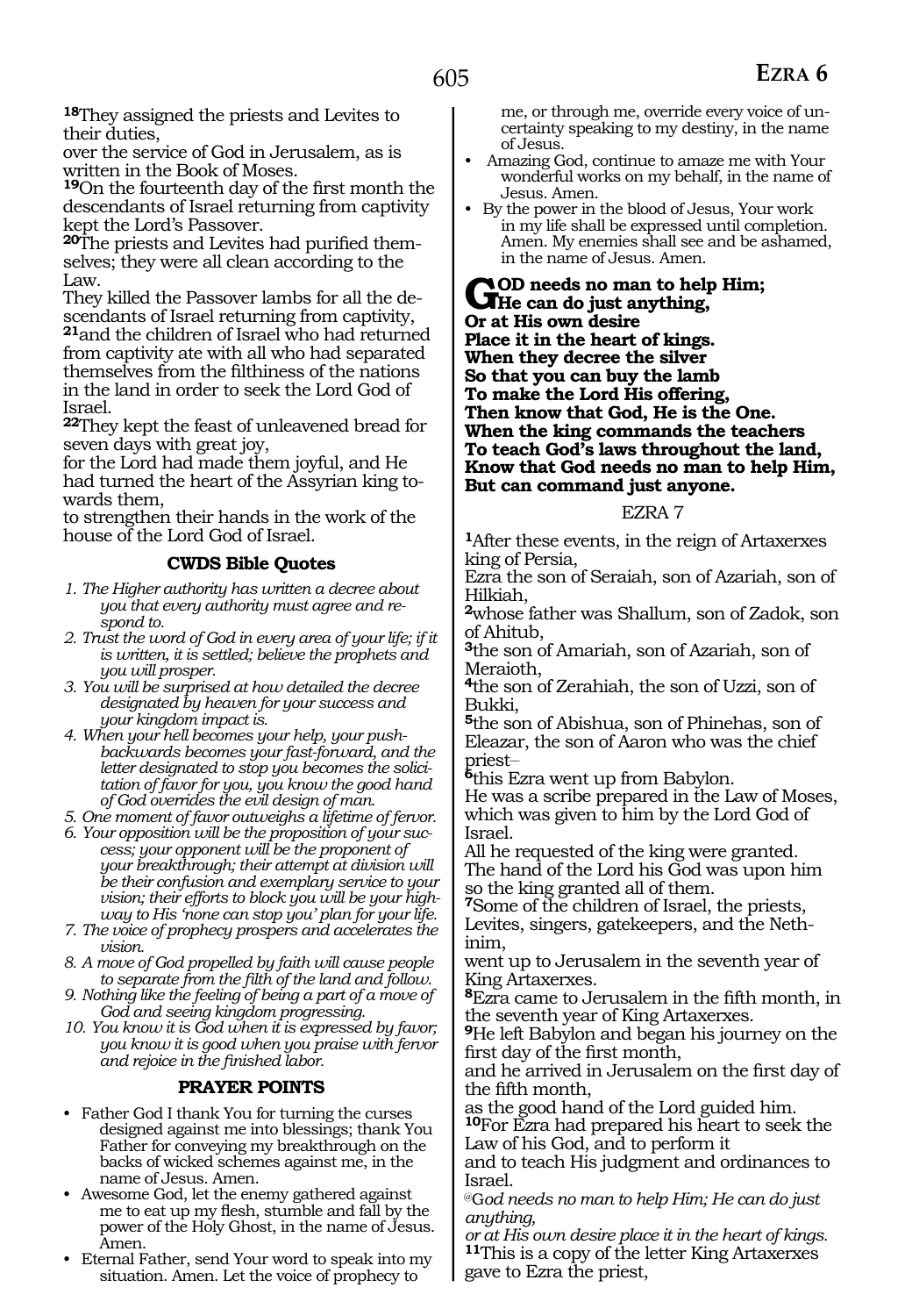[18]They assigned the priests and Levites to their duties,
over the service of God in Jerusalem, as is written in the Book of Moses.
[19]On the fourteenth day of the first month the descendants of Israel returning from captivity kept the Lord's Passover.
[20]The priests and Levites had purified themselves; they were all clean according to the Law.
They killed the Passover lambs for all the descendants of Israel returning from captivity,
[21]and the children of Israel who had returned from captivity ate with all who had separated themselves from the filthiness of the nations in the land in order to seek the Lord God of Israel.
[22]They kept the feast of unleavened bread for seven days with great joy,
for the Lord had made them joyful, and He had turned the heart of the Assyrian king towards them,
to strengthen their hands in the work of the house of the Lord God of Israel.

### CWDS Bible Quotes

1. *The Higher authority has written a decree about you that every authority must agree and respond to.*
2. *Trust the word of God in every area of your life; if it is written, it is settled; believe the prophets and you will prosper.*
3. *You will be surprised at how detailed the decree designated by heaven for your success and your kingdom impact is.*
4. *When your hell becomes your help, your push-backwards becomes your fast-forward, and the letter designated to stop you becomes the solicitation of favor for you, you know the good hand of God overrides the evil design of man.*
5. *One moment of favor outweighs a lifetime of fervor.*
6. *Your opposition will be the proposition of your success; your opponent will be the proponent of your breakthrough; their attempt at division will be their confusion and exemplary service to your vision; their efforts to block you will be your highway to His 'none can stop you' plan for your life.*
7. *The voice of prophecy prospers and accelerates the vision.*
8. *A move of God propelled by faith will cause people to separate from the filth of the land and follow.*
9. *Nothing like the feeling of being a part of a move of God and seeing kingdom progressing.*
10. *You know it is God when it is expressed by favor; you know it is good when you praise with fervor and rejoice in the finished labor.*

### PRAYER POINTS

- Father God I thank You for turning the curses designed against me into blessings; thank You Father for conveying my breakthrough on the backs of wicked schemes against me, in the name of Jesus. Amen.
- Awesome God, let the enemy gathered against me to eat up my flesh, stumble and fall by the power of the Holy Ghost, in the name of Jesus. Amen.
- Eternal Father, send Your word to speak into my situation. Amen. Let the voice of prophecy to me, or through me, override every voice of uncertainty speaking to my destiny, in the name of Jesus.
- Amazing God, continue to amaze me with Your wonderful works on my behalf, in the name of Jesus. Amen.
- By the power in the blood of Jesus, Your work in my life shall be expressed until completion. Amen. My enemies shall see and be ashamed, in the name of Jesus. Amen.

**GOD needs no man to help Him;**
**He can do just anything,**
**Or at His own desire**
**Place it in the heart of kings.**
**When they decree the silver**
**So that you can buy the lamb**
**To make the Lord His offering,**
**Then know that God, He is the One.**
**When the king commands the teachers**
**To teach God's laws throughout the land,**
**Know that God needs no man to help Him,**
**But can command just anyone.**

## EZRA 7

[1]After these events, in the reign of Artaxerxes king of Persia,
Ezra the son of Seraiah, son of Azariah, son of Hilkiah,
[2]whose father was Shallum, son of Zadok, son of Ahitub,
[3]the son of Amariah, son of Azariah, son of Meraioth,
[4]the son of Zerahiah, the son of Uzzi, son of Bukki,
[5]the son of Abishua, son of Phinehas, son of Eleazar, the son of Aaron who was the chief priest–
[6]this Ezra went up from Babylon.
He was a scribe prepared in the Law of Moses, which was given to him by the Lord God of Israel.
All he requested of the king were granted.
The hand of the Lord his God was upon him so the king granted all of them.
[7]Some of the children of Israel, the priests, Levites, singers, gatekeepers, and the Nethinim,
went up to Jerusalem in the seventh year of King Artaxerxes.
[8]Ezra came to Jerusalem in the fifth month, in the seventh year of King Artaxerxes.
[9]He left Babylon and began his journey on the first day of the first month,
and he arrived in Jerusalem on the first day of the fifth month,
as the good hand of the Lord guided him.
[10]For Ezra had prepared his heart to seek the Law of his God, and to perform it
and to teach His judgment and ordinances to Israel.
@*God needs no man to help Him; He can do just anything,*
*or at His own desire place it in the heart of kings.*
[11]This is a copy of the letter King Artaxerxes gave to Ezra the priest,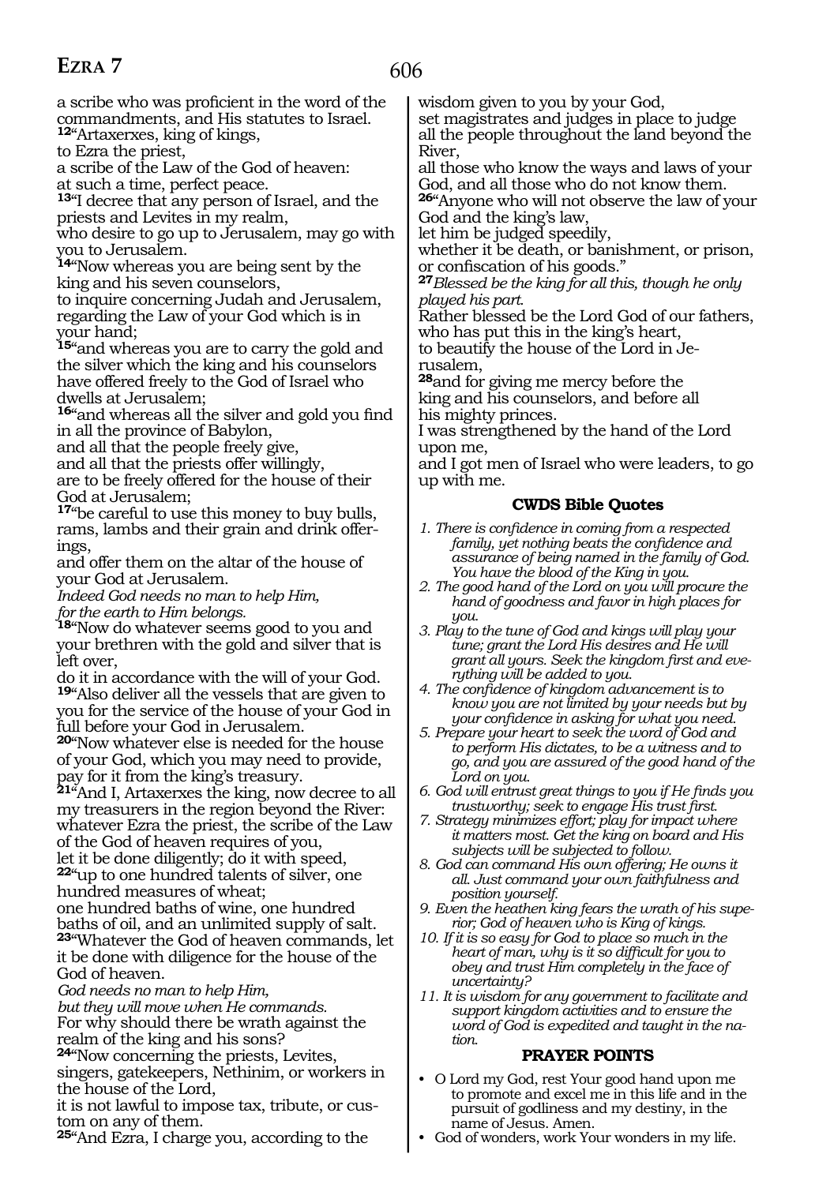a scribe who was proficient in the word of the commandments, and His statutes to Israel.
**12**"Artaxerxes, king of kings,
to Ezra the priest,
a scribe of the Law of the God of heaven:
at such a time, perfect peace.
**13**"I decree that any person of Israel, and the priests and Levites in my realm,
who desire to go up to Jerusalem, may go with you to Jerusalem.
**14**"Now whereas you are being sent by the king and his seven counselors,
to inquire concerning Judah and Jerusalem, regarding the Law of your God which is in your hand;
**15**"and whereas you are to carry the gold and the silver which the king and his counselors have offered freely to the God of Israel who dwells at Jerusalem;
**16**"and whereas all the silver and gold you find in all the province of Babylon,
and all that the people freely give,
and all that the priests offer willingly,
are to be freely offered for the house of their God at Jerusalem;
**17**"be careful to use this money to buy bulls, rams, lambs and their grain and drink offerings,
and offer them on the altar of the house of your God at Jerusalem.
*Indeed God needs no man to help Him,*
*for the earth to Him belongs.*
**18**"Now do whatever seems good to you and your brethren with the gold and silver that is left over,
do it in accordance with the will of your God.
**19**"Also deliver all the vessels that are given to you for the service of the house of your God in full before your God in Jerusalem.
**20**"Now whatever else is needed for the house of your God, which you may need to provide, pay for it from the king's treasury.
**21**"And I, Artaxerxes the king, now decree to all my treasurers in the region beyond the River:
whatever Ezra the priest, the scribe of the Law of the God of heaven requires of you,
let it be done diligently; do it with speed,
**22**"up to one hundred talents of silver, one hundred measures of wheat;
one hundred baths of wine, one hundred baths of oil, and an unlimited supply of salt.
**23**"Whatever the God of heaven commands, let it be done with diligence for the house of the God of heaven.
*God needs no man to help Him,*
*but they will move when He commands.*
For why should there be wrath against the realm of the king and his sons?
**24**"Now concerning the priests, Levites, singers, gatekeepers, Nethinim, or workers in the house of the Lord,
it is not lawful to impose tax, tribute, or custom on any of them.
**25**"And Ezra, I charge you, according to the wisdom given to you by your God,
set magistrates and judges in place to judge all the people throughout the land beyond the River,
all those who know the ways and laws of your God, and all those who do not know them.
**26**"Anyone who will not observe the law of your God and the king's law,
let him be judged speedily,
whether it be death, or banishment, or prison, or confiscation of his goods."
**27***Blessed be the king for all this, though he only played his part.*
Rather blessed be the Lord God of our fathers, who has put this in the king's heart,
to beautify the house of the Lord in Jerusalem,
**28**and for giving me mercy before the king and his counselors, and before all his mighty princes.
I was strengthened by the hand of the Lord upon me,
and I got men of Israel who were leaders, to go up with me.

### CWDS Bible Quotes

1. *There is confidence in coming from a respected family, yet nothing beats the confidence and assurance of being named in the family of God. You have the blood of the King in you.*
2. *The good hand of the Lord on you will procure the hand of goodness and favor in high places for you.*
3. *Play to the tune of God and kings will play your tune; grant the Lord His desires and He will grant all yours. Seek the kingdom first and everything will be added to you.*
4. *The confidence of kingdom advancement is to know you are not limited by your needs but by your confidence in asking for what you need.*
5. *Prepare your heart to seek the word of God and to perform His dictates, to be a witness and to go, and you are assured of the good hand of the Lord on you.*
6. *God will entrust great things to you if He finds you trustworthy; seek to engage His trust first.*
7. *Strategy minimizes effort; play for impact where it matters most. Get the king on board and His subjects will be subjected to follow.*
8. *God can command His own offering; He owns it all. Just command your own faithfulness and position yourself.*
9. *Even the heathen king fears the wrath of his superior; God of heaven who is King of kings.*
10. *If it is so easy for God to place so much in the heart of man, why is it so difficult for you to obey and trust Him completely in the face of uncertainty?*
11. *It is wisdom for any government to facilitate and support kingdom activities and to ensure the word of God is expedited and taught in the nation.*

### PRAYER POINTS

- O Lord my God, rest Your good hand upon me to promote and excel me in this life and in the pursuit of godliness and my destiny, in the name of Jesus. Amen.
- God of wonders, work Your wonders in my life.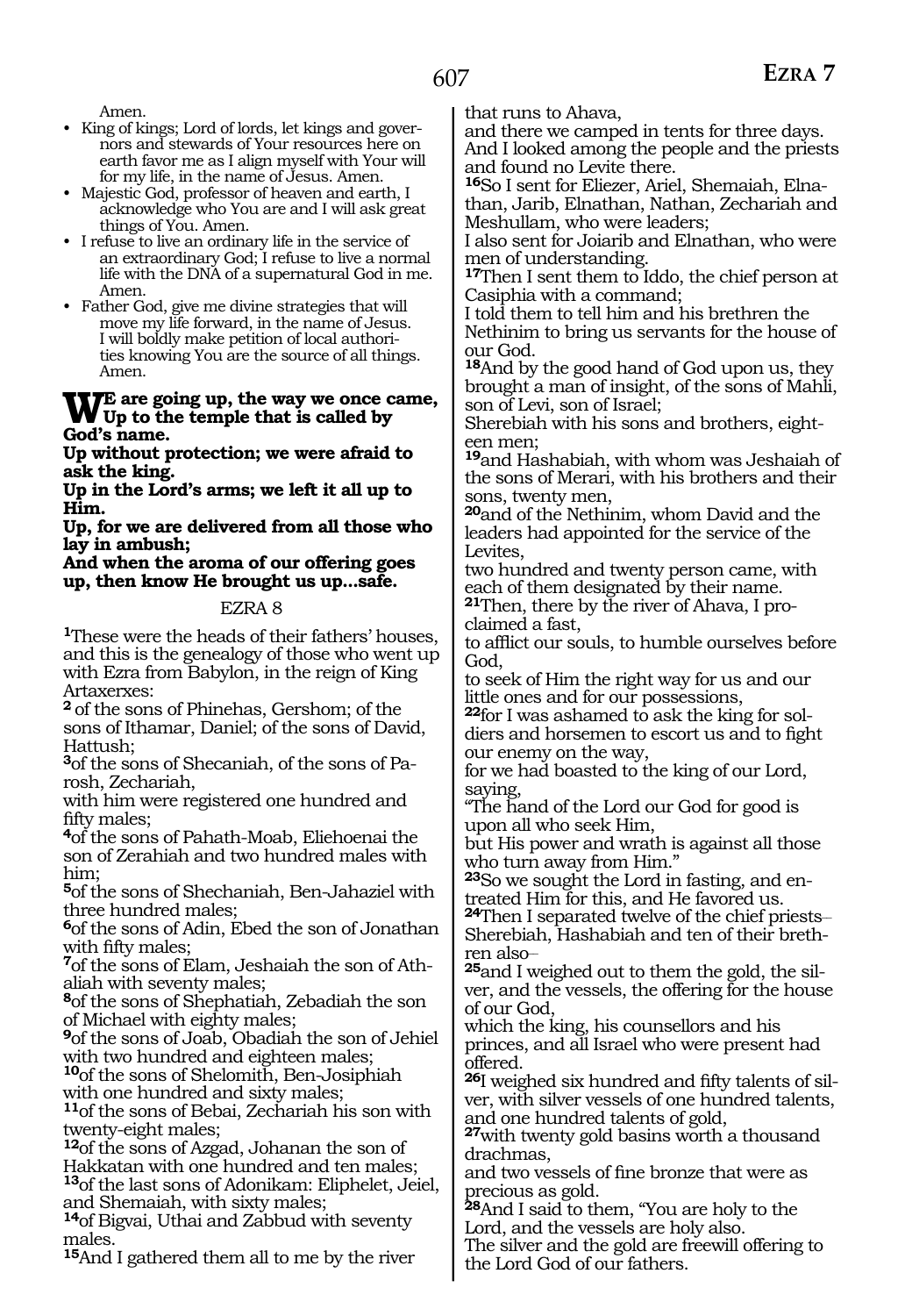Amen.

- King of kings; Lord of lords, let kings and governors and stewards of Your resources here on earth favor me as I align myself with Your will for my life, in the name of Jesus. Amen.
- Majestic God, professor of heaven and earth, I acknowledge who You are and I will ask great things of You. Amen.
- I refuse to live an ordinary life in the service of an extraordinary God; I refuse to live a normal life with the DNA of a supernatural God in me. Amen.
- Father God, give me divine strategies that will move my life forward, in the name of Jesus. I will boldly make petition of local authorities knowing You are the source of all things. Amen.

**WE are going up, the way we once came, Up to the temple that is called by God's name.**
**Up without protection; we were afraid to ask the king.**
**Up in the Lord's arms; we left it all up to Him.**
**Up, for we are delivered from all those who lay in ambush;**
**And when the aroma of our offering goes up, then know He brought us up...safe.**

## EZRA 8

[1]These were the heads of their fathers' houses, and this is the genealogy of those who went up with Ezra from Babylon, in the reign of King Artaxerxes:
[2] of the sons of Phinehas, Gershom; of the sons of Ithamar, Daniel; of the sons of David, Hattush;
[3]of the sons of Shecaniah, of the sons of Parosh, Zechariah,
with him were registered one hundred and fifty males;
[4]of the sons of Pahath-Moab, Eliehoenai the son of Zerahiah and two hundred males with him;
[5]of the sons of Shechaniah, Ben-Jahaziel with three hundred males;
[6]of the sons of Adin, Ebed the son of Jonathan with fifty males;
[7]of the sons of Elam, Jeshaiah the son of Athaliah with seventy males;
[8]of the sons of Shephatiah, Zebadiah the son of Michael with eighty males;
[9]of the sons of Joab, Obadiah the son of Jehiel with two hundred and eighteen males;
[10]of the sons of Shelomith, Ben-Josiphiah with one hundred and sixty males;
[11]of the sons of Bebai, Zechariah his son with twenty-eight males;
[12]of the sons of Azgad, Johanan the son of Hakkatan with one hundred and ten males;
[13]of the last sons of Adonikam: Eliphelet, Jeiel, and Shemaiah, with sixty males;
[14]of Bigvai, Uthai and Zabbud with seventy males.
[15]And I gathered them all to me by the river that runs to Ahava,
and there we camped in tents for three days.
And I looked among the people and the priests and found no Levite there.
[16]So I sent for Eliezer, Ariel, Shemaiah, Elnathan, Jarib, Elnathan, Nathan, Zechariah and Meshullam, who were leaders;
I also sent for Joiarib and Elnathan, who were men of understanding.
[17]Then I sent them to Iddo, the chief person at Casiphia with a command;
I told them to tell him and his brethren the Nethinim to bring us servants for the house of our God.
[18]And by the good hand of God upon us, they brought a man of insight, of the sons of Mahli, son of Levi, son of Israel;
Sherebiah with his sons and brothers, eighteen men;
[19]and Hashabiah, with whom was Jeshaiah of the sons of Merari, with his brothers and their sons, twenty men,
[20]and of the Nethinim, whom David and the leaders had appointed for the service of the Levites,
two hundred and twenty person came, with each of them designated by their name.
[21]Then, there by the river of Ahava, I proclaimed a fast,
to afflict our souls, to humble ourselves before God,
to seek of Him the right way for us and our little ones and for our possessions,
[22]for I was ashamed to ask the king for soldiers and horsemen to escort us and to fight our enemy on the way,
for we had boasted to the king of our Lord, saying,
"The hand of the Lord our God for good is upon all who seek Him,
but His power and wrath is against all those who turn away from Him."
[23]So we sought the Lord in fasting, and entreated Him for this, and He favored us.
[24]Then I separated twelve of the chief priests–Sherebiah, Hashabiah and ten of their brethren also–
[25]and I weighed out to them the gold, the silver, and the vessels, the offering for the house of our God,
which the king, his counsellors and his princes, and all Israel who were present had offered.
[26]I weighed six hundred and fifty talents of silver, with silver vessels of one hundred talents, and one hundred talents of gold,
[27]with twenty gold basins worth a thousand drachmas,
and two vessels of fine bronze that were as precious as gold.
[28]And I said to them, "You are holy to the Lord, and the vessels are holy also.
The silver and the gold are freewill offering to the Lord God of our fathers.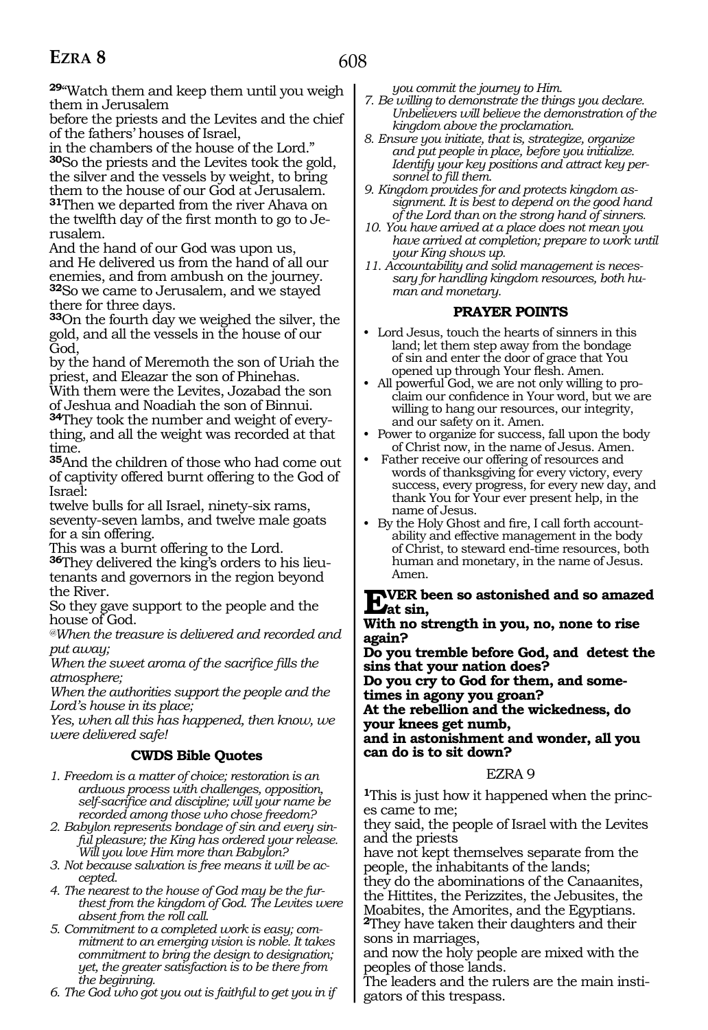**29**"Watch them and keep them until you weigh them in Jerusalem
before the priests and the Levites and the chief of the fathers' houses of Israel,
in the chambers of the house of the Lord."
**30**So the priests and the Levites took the gold, the silver and the vessels by weight, to bring them to the house of our God at Jerusalem.
**31**Then we departed from the river Ahava on the twelfth day of the first month to go to Jerusalem.
And the hand of our God was upon us,
and He delivered us from the hand of all our enemies, and from ambush on the journey.
**32**So we came to Jerusalem, and we stayed there for three days.
**33**On the fourth day we weighed the silver, the gold, and all the vessels in the house of our God,
by the hand of Meremoth the son of Uriah the priest, and Eleazar the son of Phinehas.
With them were the Levites, Jozabad the son of Jeshua and Noadiah the son of Binnui.
**34**They took the number and weight of everything, and all the weight was recorded at that time.
**35**And the children of those who had come out of captivity offered burnt offering to the God of Israel:
twelve bulls for all Israel, ninety-six rams, seventy-seven lambs, and twelve male goats for a sin offering.
This was a burnt offering to the Lord.
**36**They delivered the king's orders to his lieutenants and governors in the region beyond the River.
So they gave support to the people and the house of God.

*@When the treasure is delivered and recorded and put away;*
*When the sweet aroma of the sacrifice fills the atmosphere;*
*When the authorities support the people and the Lord's house in its place;*
*Yes, when all this has happened, then know, we were delivered safe!*

### CWDS Bible Quotes

1. *Freedom is a matter of choice; restoration is an arduous process with challenges, opposition, self-sacrifice and discipline; will your name be recorded among those who chose freedom?*
2. *Babylon represents bondage of sin and every sinful pleasure; the King has ordered your release. Will you love Him more than Babylon?*
3. *Not because salvation is free means it will be accepted.*
4. *The nearest to the house of God may be the furthest from the kingdom of God. The Levites were absent from the roll call.*
5. *Commitment to a completed work is easy; commitment to an emerging vision is noble. It takes commitment to bring the design to designation; yet, the greater satisfaction is to be there from the beginning.*
6. *The God who got you out is faithful to get you in if you commit the journey to Him.*
7. *Be willing to demonstrate the things you declare. Unbelievers will believe the demonstration of the kingdom above the proclamation.*
8. *Ensure you initiate, that is, strategize, organize and put people in place, before you initialize. Identify your key positions and attract key personnel to fill them.*
9. *Kingdom provides for and protects kingdom assignment. It is best to depend on the good hand of the Lord than on the strong hand of sinners.*
10. *You have arrived at a place does not mean you have arrived at completion; prepare to work until your King shows up.*
11. *Accountability and solid management is necessary for handling kingdom resources, both human and monetary.*

### PRAYER POINTS

- Lord Jesus, touch the hearts of sinners in this land; let them step away from the bondage of sin and enter the door of grace that You opened up through Your flesh. Amen.
- All powerful God, we are not only willing to proclaim our confidence in Your word, but we are willing to hang our resources, our integrity, and our safety on it. Amen.
- Power to organize for success, fall upon the body of Christ now, in the name of Jesus. Amen.
- Father receive our offering of resources and words of thanksgiving for every victory, every success, every progress, for every new day, and thank You for Your ever present help, in the name of Jesus.
- By the Holy Ghost and fire, I call forth accountability and effective management in the body of Christ, to steward end-time resources, both human and monetary, in the name of Jesus. Amen.

**EVER been so astonished and so amazed at sin,**
**With no strength in you, no, none to rise again?**
**Do you tremble before God, and detest the sins that your nation does?**
**Do you cry to God for them, and sometimes in agony you groan?**
**At the rebellion and the wickedness, do your knees get numb,**
**and in astonishment and wonder, all you can do is to sit down?**

## EZRA 9

**1**This is just how it happened when the princes came to me;
they said, the people of Israel with the Levites and the priests
have not kept themselves separate from the people, the inhabitants of the lands;
they do the abominations of the Canaanites, the Hittites, the Perizzites, the Jebusites, the Moabites, the Amorites, and the Egyptians.
**2**They have taken their daughters and their sons in marriages,
and now the holy people are mixed with the peoples of those lands.
The leaders and the rulers are the main instigators of this trespass.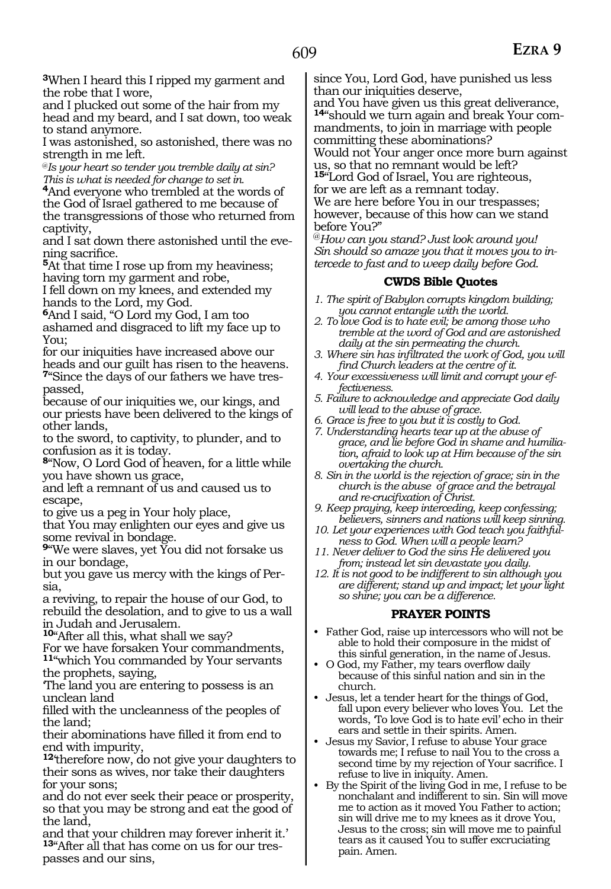**3**When I heard this I ripped my garment and the robe that I wore,
and I plucked out some of the hair from my head and my beard, and I sat down, too weak to stand anymore.
I was astonished, so astonished, there was no strength in me left.

*@Is your heart so tender you tremble daily at sin? This is what is needed for change to set in.*

**4**And everyone who trembled at the words of the God of Israel gathered to me because of the transgressions of those who returned from captivity,
and I sat down there astonished until the evening sacrifice.
**5**At that time I rose up from my heaviness; having torn my garment and robe,
I fell down on my knees, and extended my hands to the Lord, my God.
**6**And I said, "O Lord my God, I am too ashamed and disgraced to lift my face up to You;
for our iniquities have increased above our heads and our guilt has risen to the heavens.
**7**"Since the days of our fathers we have trespassed,
because of our iniquities we, our kings, and our priests have been delivered to the kings of other lands,
to the sword, to captivity, to plunder, and to confusion as it is today.
**8**"Now, O Lord God of heaven, for a little while you have shown us grace,
and left a remnant of us and caused us to escape,
to give us a peg in Your holy place,
that You may enlighten our eyes and give us some revival in bondage.
**9**"We were slaves, yet You did not forsake us in our bondage,
but you gave us mercy with the kings of Persia,
a reviving, to repair the house of our God, to rebuild the desolation, and to give to us a wall in Judah and Jerusalem.
**10**"After all this, what shall we say?
For we have forsaken Your commandments,
**11**"which You commanded by Your servants the prophets, saying,
'The land you are entering to possess is an unclean land
filled with the uncleanness of the peoples of the land;
their abominations have filled it from end to end with impurity,
**12**'therefore now, do not give your daughters to their sons as wives, nor take their daughters for your sons;
and do not ever seek their peace or prosperity, so that you may be strong and eat the good of the land,
and that your children may forever inherit it.'
**13**"After all that has come on us for our trespasses and our sins,
since You, Lord God, have punished us less than our iniquities deserve,
and You have given us this great deliverance,
**14**"should we turn again and break Your commandments, to join in marriage with people committing these abominations?
Would not Your anger once more burn against us, so that no remnant would be left?
**15**"Lord God of Israel, You are righteous,
for we are left as a remnant today.
We are here before You in our trespasses;
however, because of this how can we stand before You?"

*@How can you stand? Just look around you! Sin should so amaze you that it moves you to intercede to fast and to weep daily before God.*

### CWDS Bible Quotes

1. *The spirit of Babylon corrupts kingdom building; you cannot entangle with the world.*
2. *To love God is to hate evil; be among those who tremble at the word of God and are astonished daily at the sin permeating the church.*
3. *Where sin has infiltrated the work of God, you will find Church leaders at the centre of it.*
4. *Your excessiveness will limit and corrupt your effectiveness.*
5. *Failure to acknowledge and appreciate God daily will lead to the abuse of grace.*
6. *Grace is free to you but it is costly to God.*
7. *Understanding hearts tear up at the abuse of grace, and lie before God in shame and humiliation, afraid to look up at Him because of the sin overtaking the church.*
8. *Sin in the world is the rejection of grace; sin in the church is the abuse of grace and the betrayal and re-crucifixation of Christ.*
9. *Keep praying, keep interceding, keep confessing; believers, sinners and nations will keep sinning.*
10. *Let your experiences with God teach you faithfulness to God. When will a people learn?*
11. *Never deliver to God the sins He delivered you from; instead let sin devastate you daily.*
12. *It is not good to be indifferent to sin although you are different; stand up and impact; let your light so shine; you can be a difference.*

### PRAYER POINTS

- Father God, raise up intercessors who will not be able to hold their composure in the midst of this sinful generation, in the name of Jesus.
- O God, my Father, my tears overflow daily because of this sinful nation and sin in the church.
- Jesus, let a tender heart for the things of God, fall upon every believer who loves You. Let the words, 'To love God is to hate evil' echo in their ears and settle in their spirits. Amen.
- Jesus my Savior, I refuse to abuse Your grace towards me; I refuse to nail You to the cross a second time by my rejection of Your sacrifice. I refuse to live in iniquity. Amen.
- By the Spirit of the living God in me, I refuse to be nonchalant and indifferent to sin. Sin will move me to action as it moved You Father to action; sin will drive me to my knees as it drove You, Jesus to the cross; sin will move me to painful tears as it caused You to suffer excruciating pain. Amen.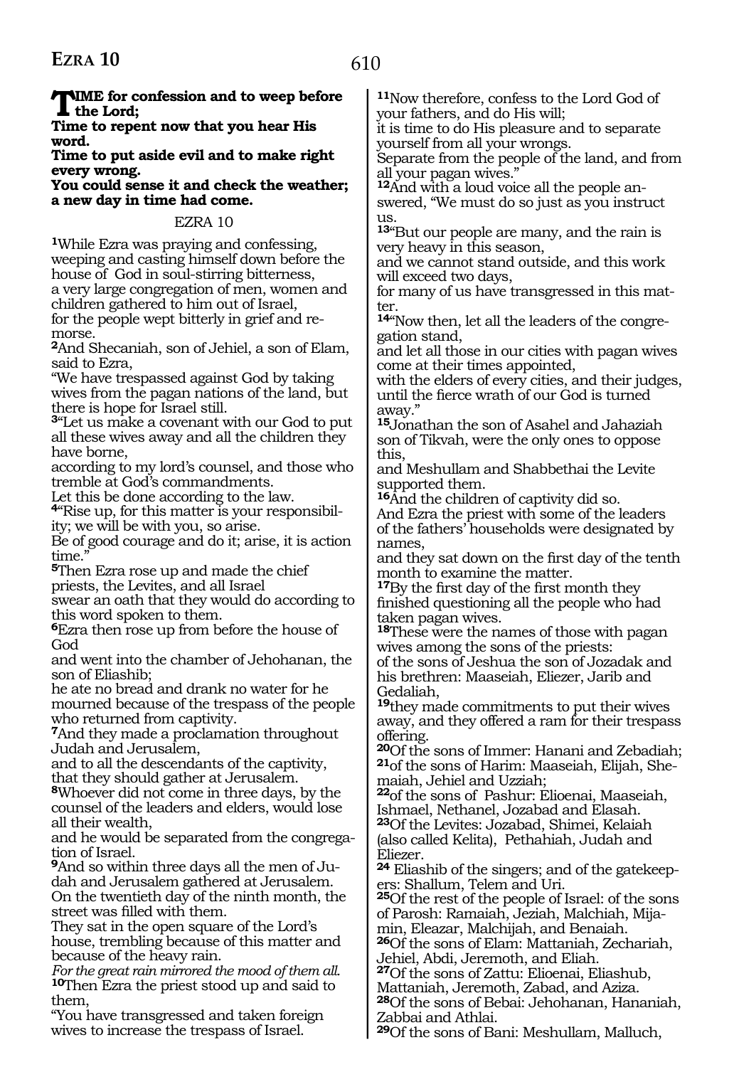**TIME for confession and to weep before the Lord;**
**Time to repent now that you hear His word.**
**Time to put aside evil and to make right every wrong.**
**You could sense it and check the weather; a new day in time had come.**

EZRA 10

[1]While Ezra was praying and confessing, weeping and casting himself down before the house of God in soul-stirring bitterness,
a very large congregation of men, women and children gathered to him out of Israel,
for the people wept bitterly in grief and remorse.
[2]And Shecaniah, son of Jehiel, a son of Elam, said to Ezra,
"We have trespassed against God by taking wives from the pagan nations of the land, but there is hope for Israel still.
[3]"Let us make a covenant with our God to put all these wives away and all the children they have borne,
according to my lord's counsel, and those who tremble at God's commandments.
Let this be done according to the law.
[4]"Rise up, for this matter is your responsibility; we will be with you, so arise.
Be of good courage and do it; arise, it is action time."
[5]Then Ezra rose up and made the chief priests, the Levites, and all Israel
swear an oath that they would do according to this word spoken to them.
[6]Ezra then rose up from before the house of God
and went into the chamber of Jehohanan, the son of Eliashib;
he ate no bread and drank no water for he mourned because of the trespass of the people who returned from captivity.
[7]And they made a proclamation throughout Judah and Jerusalem,
and to all the descendants of the captivity, that they should gather at Jerusalem.
[8]Whoever did not come in three days, by the counsel of the leaders and elders, would lose all their wealth,
and he would be separated from the congregation of Israel.
[9]And so within three days all the men of Judah and Jerusalem gathered at Jerusalem.
On the twentieth day of the ninth month, the street was filled with them.
They sat in the open square of the Lord's house, trembling because of this matter and because of the heavy rain.
*For the great rain mirrored the mood of them all.*
[10]Then Ezra the priest stood up and said to them,
"You have transgressed and taken foreign wives to increase the trespass of Israel.
[11]Now therefore, confess to the Lord God of your fathers, and do His will;
it is time to do His pleasure and to separate yourself from all your wrongs.
Separate from the people of the land, and from all your pagan wives."
[12]And with a loud voice all the people answered, "We must do so just as you instruct us.
[13]"But our people are many, and the rain is very heavy in this season,
and we cannot stand outside, and this work will exceed two days,
for many of us have transgressed in this matter.
[14]"Now then, let all the leaders of the congregation stand,
and let all those in our cities with pagan wives come at their times appointed,
with the elders of every cities, and their judges, until the fierce wrath of our God is turned away."
[15]Jonathan the son of Asahel and Jahaziah son of Tikvah, were the only ones to oppose this,
and Meshullam and Shabbethai the Levite supported them.
[16]And the children of captivity did so.
And Ezra the priest with some of the leaders of the fathers' households were designated by names,
and they sat down on the first day of the tenth month to examine the matter.
[17]By the first day of the first month they finished questioning all the people who had taken pagan wives.
[18]These were the names of those with pagan wives among the sons of the priests:
of the sons of Jeshua the son of Jozadak and his brethren: Maaseiah, Eliezer, Jarib and Gedaliah,
[19]they made commitments to put their wives away, and they offered a ram for their trespass offering.
[20]Of the sons of Immer: Hanani and Zebadiah;
[21]of the sons of Harim: Maaseiah, Elijah, Shemaiah, Jehiel and Uzziah;
[22]of the sons of Pashur: Elioenai, Maaseiah, Ishmael, Nethanel, Jozabad and Elasah.
[23]Of the Levites: Jozabad, Shimei, Kelaiah (also called Kelita), Pethahiah, Judah and Eliezer.
[24] Eliashib of the singers; and of the gatekeepers: Shallum, Telem and Uri.
[25]Of the rest of the people of Israel: of the sons of Parosh: Ramaiah, Jeziah, Malchiah, Mijamin, Eleazar, Malchijah, and Benaiah.
[26]Of the sons of Elam: Mattaniah, Zechariah, Jehiel, Abdi, Jeremoth, and Eliah.
[27]Of the sons of Zattu: Elioenai, Eliashub, Mattaniah, Jeremoth, Zabad, and Aziza.
[28]Of the sons of Bebai: Jehohanan, Hananiah, Zabbai and Athlai.
[29]Of the sons of Bani: Meshullam, Malluch,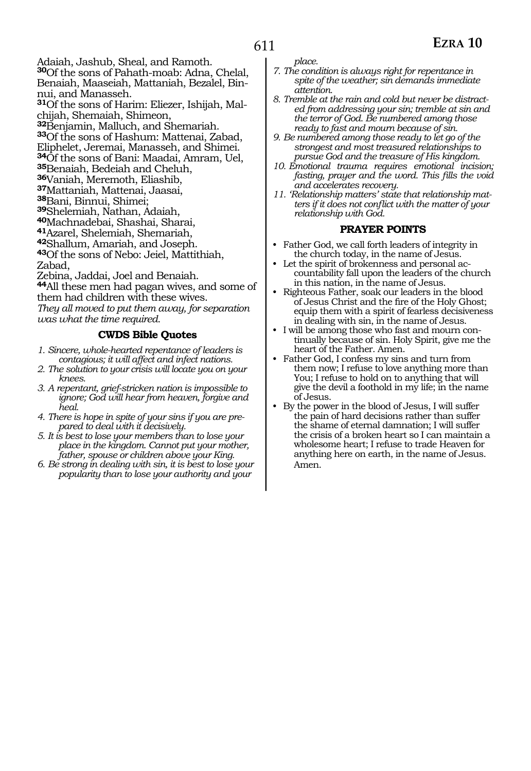Adaiah, Jashub, Sheal, and Ramoth.
**30**Of the sons of Pahath-moab: Adna, Chelal, Benaiah, Maaseiah, Mattaniah, Bezalel, Binnui, and Manasseh.
**31**Of the sons of Harim: Eliezer, Ishijah, Malchijah, Shemaiah, Shimeon,
**32**Benjamin, Malluch, and Shemariah.
**33**Of the sons of Hashum: Mattenai, Zabad, Eliphelet, Jeremai, Manasseh, and Shimei.
**34**Of the sons of Bani: Maadai, Amram, Uel,
**35**Benaiah, Bedeiah and Cheluh,
**36**Vaniah, Meremoth, Eliashib,
**37**Mattaniah, Mattenai, Jaasai,
**38**Bani, Binnui, Shimei;
**39**Shelemiah, Nathan, Adaiah,
**40**Machnadebai, Shashai, Sharai,
**41**Azarel, Shelemiah, Shemariah,
**42**Shallum, Amariah, and Joseph.
**43**Of the sons of Nebo: Jeiel, Mattithiah, Zabad,
Zebina, Jaddai, Joel and Benaiah.
**44**All these men had pagan wives, and some of them had children with these wives.
*They all moved to put them away, for separation was what the time required.*

### CWDS Bible Quotes

1. *Sincere, whole-hearted repentance of leaders is contagious; it will affect and infect nations.*
2. *The solution to your crisis will locate you on your knees.*
3. *A repentant, grief-stricken nation is impossible to ignore; God will hear from heaven, forgive and heal.*
4. *There is hope in spite of your sins if you are prepared to deal with it decisively.*
5. *It is best to lose your members than to lose your place in the kingdom. Cannot put your mother, father, spouse or children above your King.*
6. *Be strong in dealing with sin, it is best to lose your popularity than to lose your authority and your place.*
7. *The condition is always right for repentance in spite of the weather; sin demands immediate attention.*
8. *Tremble at the rain and cold but never be distracted from addressing your sin; tremble at sin and the terror of God. Be numbered among those ready to fast and mourn because of sin.*
9. *Be numbered among those ready to let go of the strongest and most treasured relationships to pursue God and the treasure of His kingdom.*
10. *Emotional trauma requires emotional incision; fasting, prayer and the word. This fills the void and accelerates recovery.*
11. *'Relationship matters' state that relationship matters if it does not conflict with the matter of your relationship with God.*

### PRAYER POINTS

- Father God, we call forth leaders of integrity in the church today, in the name of Jesus.
- Let the spirit of brokenness and personal accountability fall upon the leaders of the church in this nation, in the name of Jesus.
- Righteous Father, soak our leaders in the blood of Jesus Christ and the fire of the Holy Ghost; equip them with a spirit of fearless decisiveness in dealing with sin, in the name of Jesus.
- I will be among those who fast and mourn continually because of sin. Holy Spirit, give me the heart of the Father. Amen.
- Father God, I confess my sins and turn from them now; I refuse to love anything more than You; I refuse to hold on to anything that will give the devil a foothold in my life; in the name of Jesus.
- By the power in the blood of Jesus, I will suffer the pain of hard decisions rather than suffer the shame of eternal damnation; I will suffer the crisis of a broken heart so I can maintain a wholesome heart; I refuse to trade Heaven for anything here on earth, in the name of Jesus. Amen.